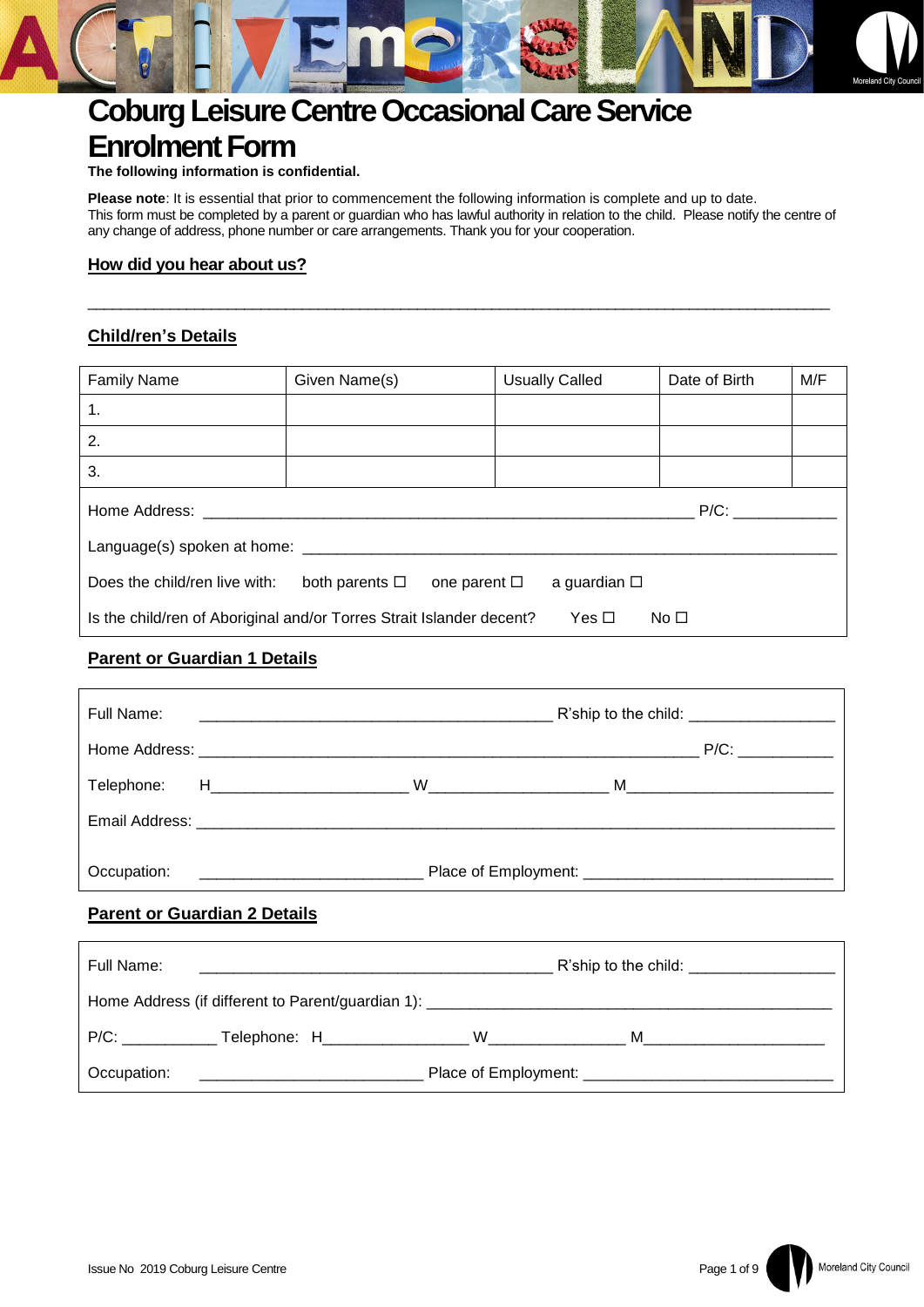# Coburg Leisure Centre Occasional Care Service Enrolment Form

**The following information is confidential.**

**Please note**: It is essential that prior to commencement the following information is complete and up to date. This form must be completed by a parent or guardian who has lawful authority in relation to the child. Please notify the centre of any change of address, phone number or care arrangements. Thank you for your cooperation.

## How did you hear about us?

______________________________________________________________________________________

## Child/ren's Details

| Family Name | Given Name(s) | Usually Called | Date of Birth | M/F |
|---|---|---|---|---|
| 1. | | | | |
| 2. | | | | |
| 3. | | | | |

Home Address: ____________________________________________________________ P/C: ____________

Language(s) spoken at home: _________________________________________________________________

Does the child/ren live with: both parents ☐ one parent ☐ a guardian ☐

Is the child/ren of Aboriginal and/or Torres Strait Islander decent? Yes ☐ No ☐

## Parent or Guardian 1 Details

Full Name: ____________________________________________ R'ship to the child: _________________

Home Address: ___________________________________________________________ P/C: ___________

Telephone: H_______________________ W_____________________ M________________________

Email Address: ____________________________________________________________________________

Occupation: __________________________ Place of Employment: ______________________________

## Parent or Guardian 2 Details

Full Name: ____________________________________________ R'ship to the child: _________________

Home Address (if different to Parent/guardian 1): ________________________________________________

P/C: ___________ Telephone: H_________________ W________________ M______________________

Occupation: __________________________ Place of Employment: ______________________________

Issue No 2019 Coburg Leisure Centre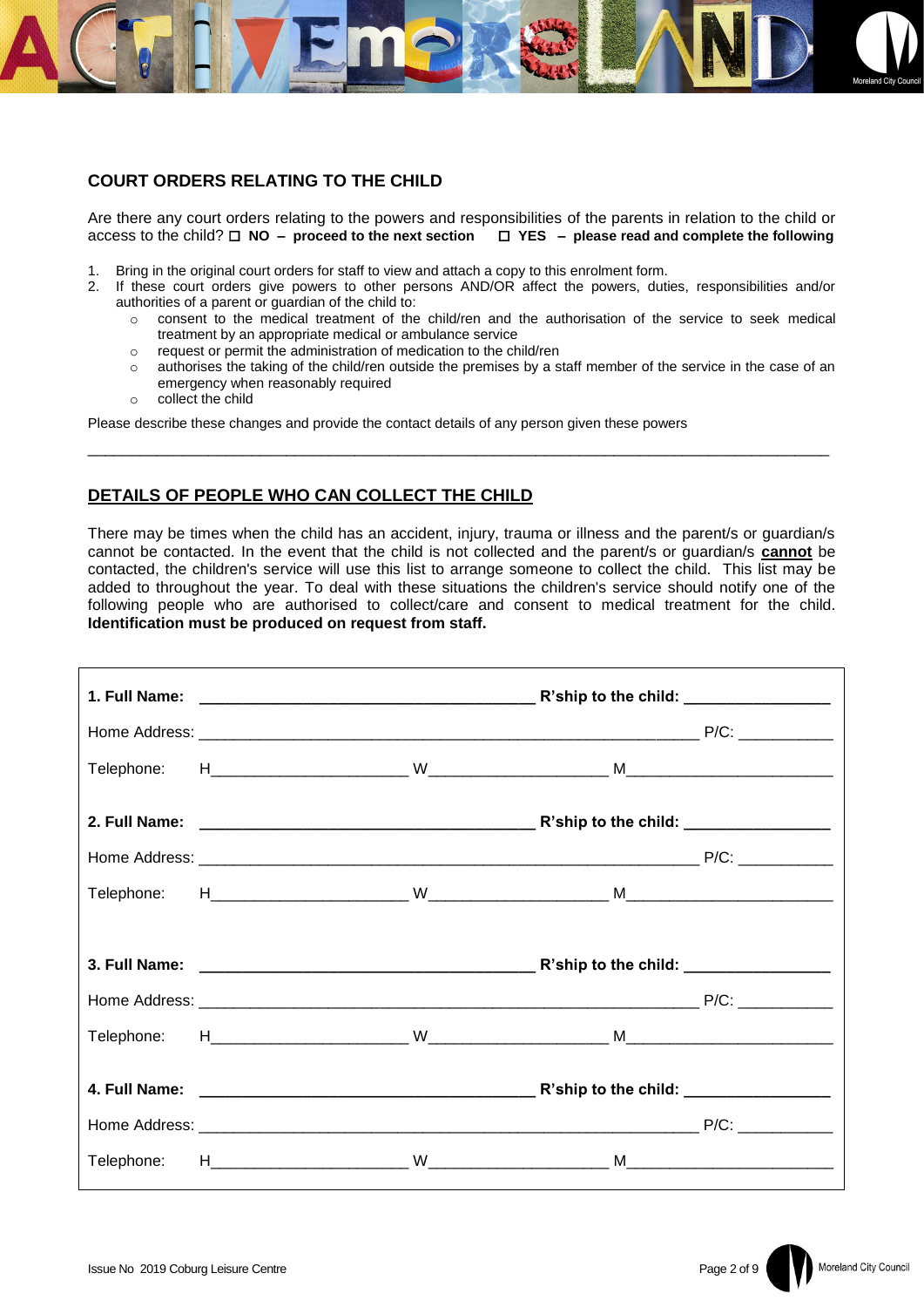## COURT ORDERS RELATING TO THE CHILD

Are there any court orders relating to the powers and responsibilities of the parents in relation to the child or access to the child? ☐ **NO – proceed to the next section** ☐ **YES – please read and complete the following**

1. Bring in the original court orders for staff to view and attach a copy to this enrolment form.
2. If these court orders give powers to other persons AND/OR affect the powers, duties, responsibilities and/or authorities of a parent or guardian of the child to:
   - consent to the medical treatment of the child/ren and the authorisation of the service to seek medical treatment by an appropriate medical or ambulance service
   - request or permit the administration of medication to the child/ren
   - authorises the taking of the child/ren outside the premises by a staff member of the service in the case of an emergency when reasonably required
   - collect the child

Please describe these changes and provide the contact details of any person given these powers

_______________________________________________________________________________________

## DETAILS OF PEOPLE WHO CAN COLLECT THE CHILD

There may be times when the child has an accident, injury, trauma or illness and the parent/s or guardian/s cannot be contacted. In the event that the child is not collected and the parent/s or guardian/s **cannot** be contacted, the children's service will use this list to arrange someone to collect the child. This list may be added to throughout the year. To deal with these situations the children's service should notify one of the following people who are authorised to collect/care and consent to medical treatment for the child. **Identification must be produced on request from staff.**

**1. Full Name:** _______________________________________ **R'ship to the child:** _________________

Home Address: ___________________________________________________________ P/C: ___________

Telephone: H______________________ W____________________ M_______________________

**2. Full Name:** _______________________________________ **R'ship to the child:** _________________

Home Address: ___________________________________________________________ P/C: ___________

Telephone: H______________________ W____________________ M_______________________

**3. Full Name:** _______________________________________ **R'ship to the child:** _________________

Home Address: ___________________________________________________________ P/C: ___________

Telephone: H______________________ W____________________ M_______________________

**4. Full Name:** _______________________________________ **R'ship to the child:** _________________

Home Address: ___________________________________________________________ P/C: ___________

Telephone: H______________________ W____________________ M_______________________

Issue No 2019 Coburg Leisure Centre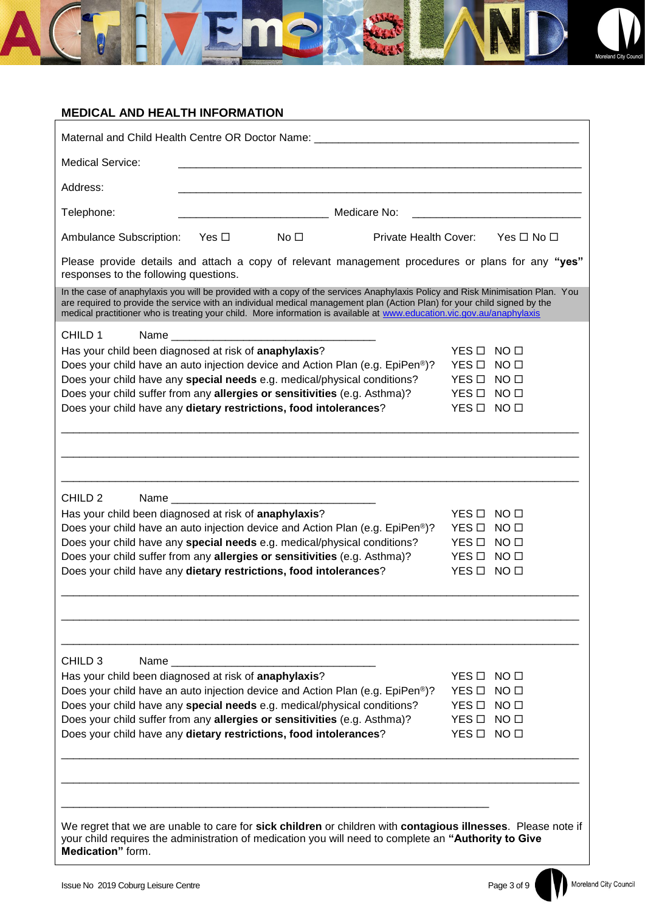## MEDICAL AND HEALTH INFORMATION

Maternal and Child Health Centre OR Doctor Name: ____________________________________________

Medical Service: ____________________________________________________________________

Address: ____________________________________________________________________

Telephone: _________________________ Medicare No: ____________________________

Ambulance Subscription: Yes ☐ No ☐ Private Health Cover: Yes ☐ No ☐

Please provide details and attach a copy of relevant management procedures or plans for any **"yes"** responses to the following questions.

In the case of anaphylaxis you will be provided with a copy of the services Anaphylaxis Policy and Risk Minimisation Plan. You are required to provide the service with an individual medical management plan (Action Plan) for your child signed by the medical practitioner who is treating your child. More information is available at www.education.vic.gov.au/anaphylaxis

CHILD 1 Name __________________________________

| | |
|---|---|
| Has your child been diagnosed at risk of **anaphylaxis**? | YES ☐ NO ☐ |
| Does your child have an auto injection device and Action Plan (e.g. EpiPen®)? | YES ☐ NO ☐ |
| Does your child have any **special needs** e.g. medical/physical conditions? | YES ☐ NO ☐ |
| Does your child suffer from any **allergies or sensitivities** (e.g. Asthma)? | YES ☐ NO ☐ |
| Does your child have any **dietary restrictions, food intolerances**? | YES ☐ NO ☐ |

_____________________________________________________________________________________

_____________________________________________________________________________________

_____________________________________________________________________________________

CHILD 2 Name __________________________________

| | |
|---|---|
| Has your child been diagnosed at risk of **anaphylaxis**? | YES ☐ NO ☐ |
| Does your child have an auto injection device and Action Plan (e.g. EpiPen®)? | YES ☐ NO ☐ |
| Does your child have any **special needs** e.g. medical/physical conditions? | YES ☐ NO ☐ |
| Does your child suffer from any **allergies or sensitivities** (e.g. Asthma)? | YES ☐ NO ☐ |
| Does your child have any **dietary restrictions, food intolerances**? | YES ☐ NO ☐ |

_____________________________________________________________________________________

_____________________________________________________________________________________

_____________________________________________________________________________________

CHILD 3 Name __________________________________

| | |
|---|---|
| Has your child been diagnosed at risk of **anaphylaxis**? | YES ☐ NO ☐ |
| Does your child have an auto injection device and Action Plan (e.g. EpiPen®)? | YES ☐ NO ☐ |
| Does your child have any **special needs** e.g. medical/physical conditions? | YES ☐ NO ☐ |
| Does your child suffer from any **allergies or sensitivities** (e.g. Asthma)? | YES ☐ NO ☐ |
| Does your child have any **dietary restrictions, food intolerances**? | YES ☐ NO ☐ |

_____________________________________________________________________________________

_____________________________________________________________________________________

_____________________________________________________________________________________

We regret that we are unable to care for **sick children** or children with **contagious illnesses**. Please note if your child requires the administration of medication you will need to complete an **"Authority to Give Medication"** form.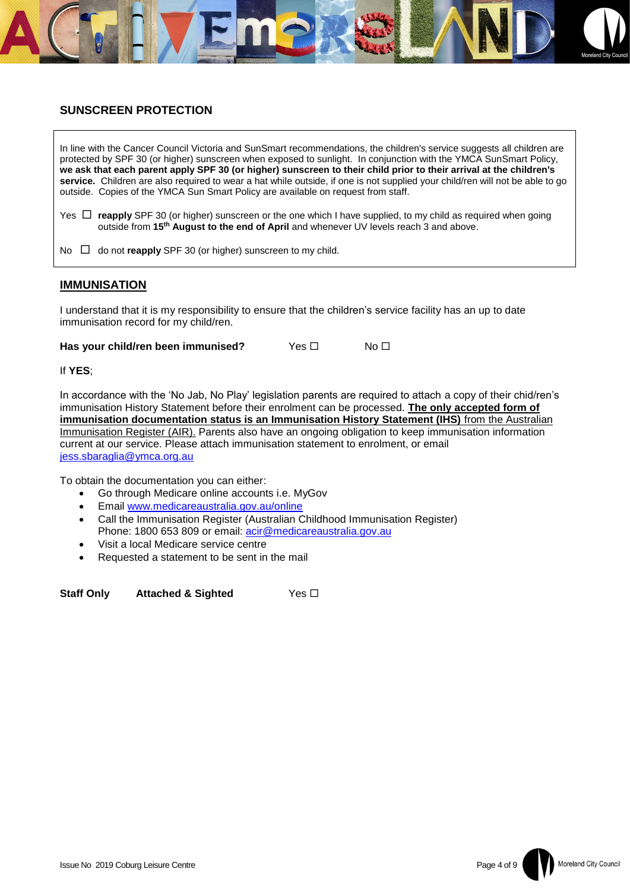## SUNSCREEN PROTECTION

In line with the Cancer Council Victoria and SunSmart recommendations, the children's service suggests all children are protected by SPF 30 (or higher) sunscreen when exposed to sunlight. In conjunction with the YMCA SunSmart Policy, **we ask that each parent apply SPF 30 (or higher) sunscreen to their child prior to their arrival at the children's service.** Children are also required to wear a hat while outside, if one is not supplied your child/ren will not be able to go outside. Copies of the YMCA Sun Smart Policy are available on request from staff.

Yes ☐ **reapply** SPF 30 (or higher) sunscreen or the one which I have supplied, to my child as required when going outside from **15th August to the end of April** and whenever UV levels reach 3 and above.

No ☐ do not **reapply** SPF 30 (or higher) sunscreen to my child.

## IMMUNISATION

I understand that it is my responsibility to ensure that the children's service facility has an up to date immunisation record for my child/ren.

**Has your child/ren been immunised?** Yes ☐ No ☐

If **YES**;

In accordance with the 'No Jab, No Play' legislation parents are required to attach a copy of their chid/ren's immunisation History Statement before their enrolment can be processed. **The only accepted form of immunisation documentation status is an Immunisation History Statement (IHS)** from the Australian Immunisation Register (AIR). Parents also have an ongoing obligation to keep immunisation information current at our service. Please attach immunisation statement to enrolment, or email jess.sbaraglia@ymca.org.au

To obtain the documentation you can either:

- Go through Medicare online accounts i.e. MyGov
- Email www.medicareaustralia.gov.au/online
- Call the Immunisation Register (Australian Childhood Immunisation Register)  
  Phone: 1800 653 809 or email: acir@medicareaustralia.gov.au
- Visit a local Medicare service centre
- Requested a statement to be sent in the mail

**Staff Only** **Attached & Sighted** Yes ☐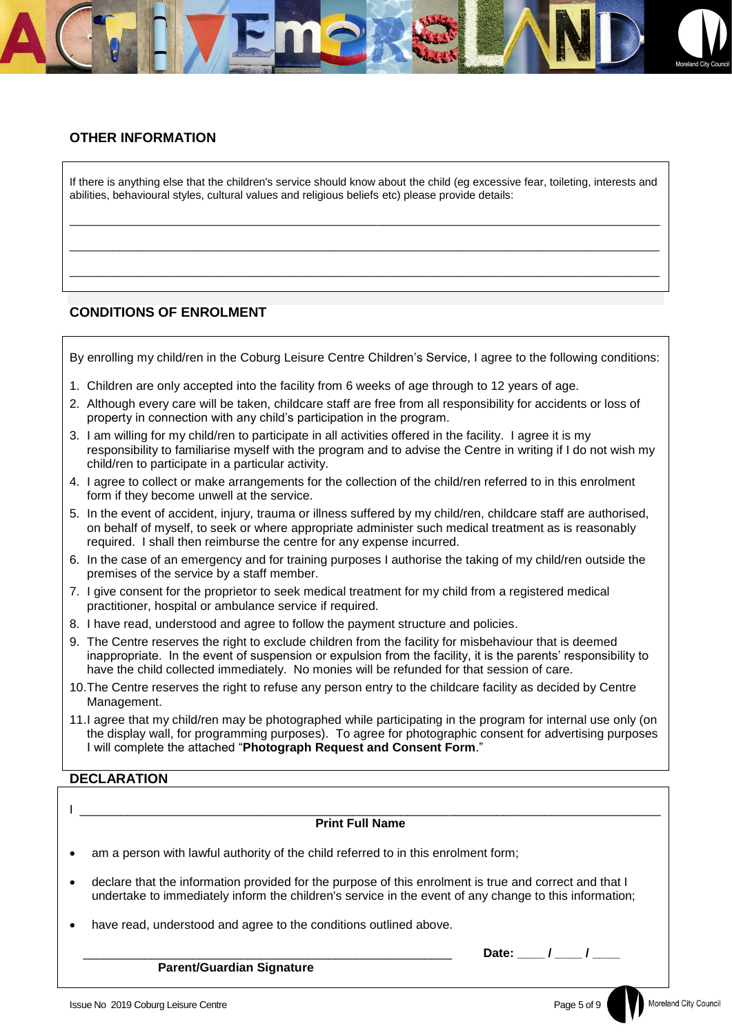## OTHER INFORMATION

If there is anything else that the children's service should know about the child (eg excessive fear, toileting, interests and abilities, behavioural styles, cultural values and religious beliefs etc) please provide details:

_______________________________________________________________________________________

_______________________________________________________________________________________

_______________________________________________________________________________________

## CONDITIONS OF ENROLMENT

By enrolling my child/ren in the Coburg Leisure Centre Children's Service, I agree to the following conditions:

1. Children are only accepted into the facility from 6 weeks of age through to 12 years of age.
2. Although every care will be taken, childcare staff are free from all responsibility for accidents or loss of property in connection with any child's participation in the program.
3. I am willing for my child/ren to participate in all activities offered in the facility. I agree it is my responsibility to familiarise myself with the program and to advise the Centre in writing if I do not wish my child/ren to participate in a particular activity.
4. I agree to collect or make arrangements for the collection of the child/ren referred to in this enrolment form if they become unwell at the service.
5. In the event of accident, injury, trauma or illness suffered by my child/ren, childcare staff are authorised, on behalf of myself, to seek or where appropriate administer such medical treatment as is reasonably required. I shall then reimburse the centre for any expense incurred.
6. In the case of an emergency and for training purposes I authorise the taking of my child/ren outside the premises of the service by a staff member.
7. I give consent for the proprietor to seek medical treatment for my child from a registered medical practitioner, hospital or ambulance service if required.
8. I have read, understood and agree to follow the payment structure and policies.
9. The Centre reserves the right to exclude children from the facility for misbehaviour that is deemed inappropriate. In the event of suspension or expulsion from the facility, it is the parents' responsibility to have the child collected immediately. No monies will be refunded for that session of care.
10. The Centre reserves the right to refuse any person entry to the childcare facility as decided by Centre Management.
11. I agree that my child/ren may be photographed while participating in the program for internal use only (on the display wall, for programming purposes). To agree for photographic consent for advertising purposes I will complete the attached "**Photograph Request and Consent Form**."

## DECLARATION

I _______________________________________________________________________________

**Print Full Name**

- am a person with lawful authority of the child referred to in this enrolment form;
- declare that the information provided for the purpose of this enrolment is true and correct and that I undertake to immediately inform the children's service in the event of any change to this information;
- have read, understood and agree to the conditions outlined above.

_______________________________________________ **Date:** ____ **/** ____ **/** ____

**Parent/Guardian Signature**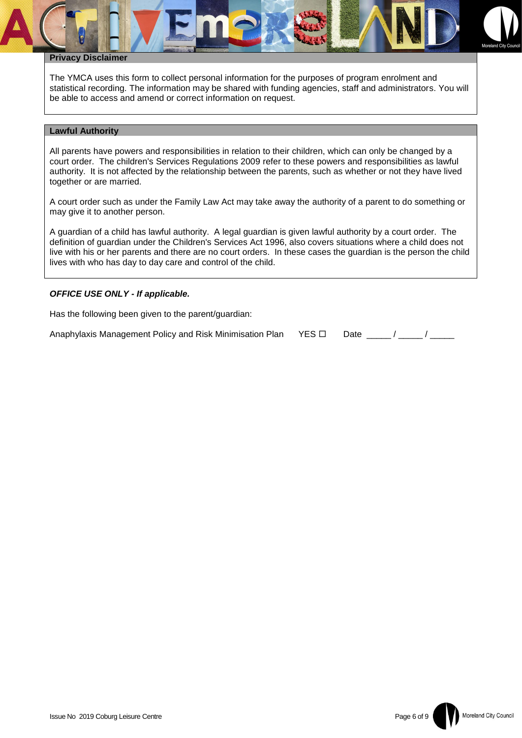## Privacy Disclaimer

The YMCA uses this form to collect personal information for the purposes of program enrolment and statistical recording. The information may be shared with funding agencies, staff and administrators. You will be able to access and amend or correct information on request.

## Lawful Authority

All parents have powers and responsibilities in relation to their children, which can only be changed by a court order. The children's Services Regulations 2009 refer to these powers and responsibilities as lawful authority. It is not affected by the relationship between the parents, such as whether or not they have lived together or are married.

A court order such as under the Family Law Act may take away the authority of a parent to do something or may give it to another person.

A guardian of a child has lawful authority. A legal guardian is given lawful authority by a court order. The definition of guardian under the Children's Services Act 1996, also covers situations where a child does not live with his or her parents and there are no court orders. In these cases the guardian is the person the child lives with who has day to day care and control of the child.

***OFFICE USE ONLY - If applicable.***

Has the following been given to the parent/guardian:

Anaphylaxis Management Policy and Risk Minimisation Plan YES ☐ Date _____ / _____ / _____

Issue No 2019 Coburg Leisure Centre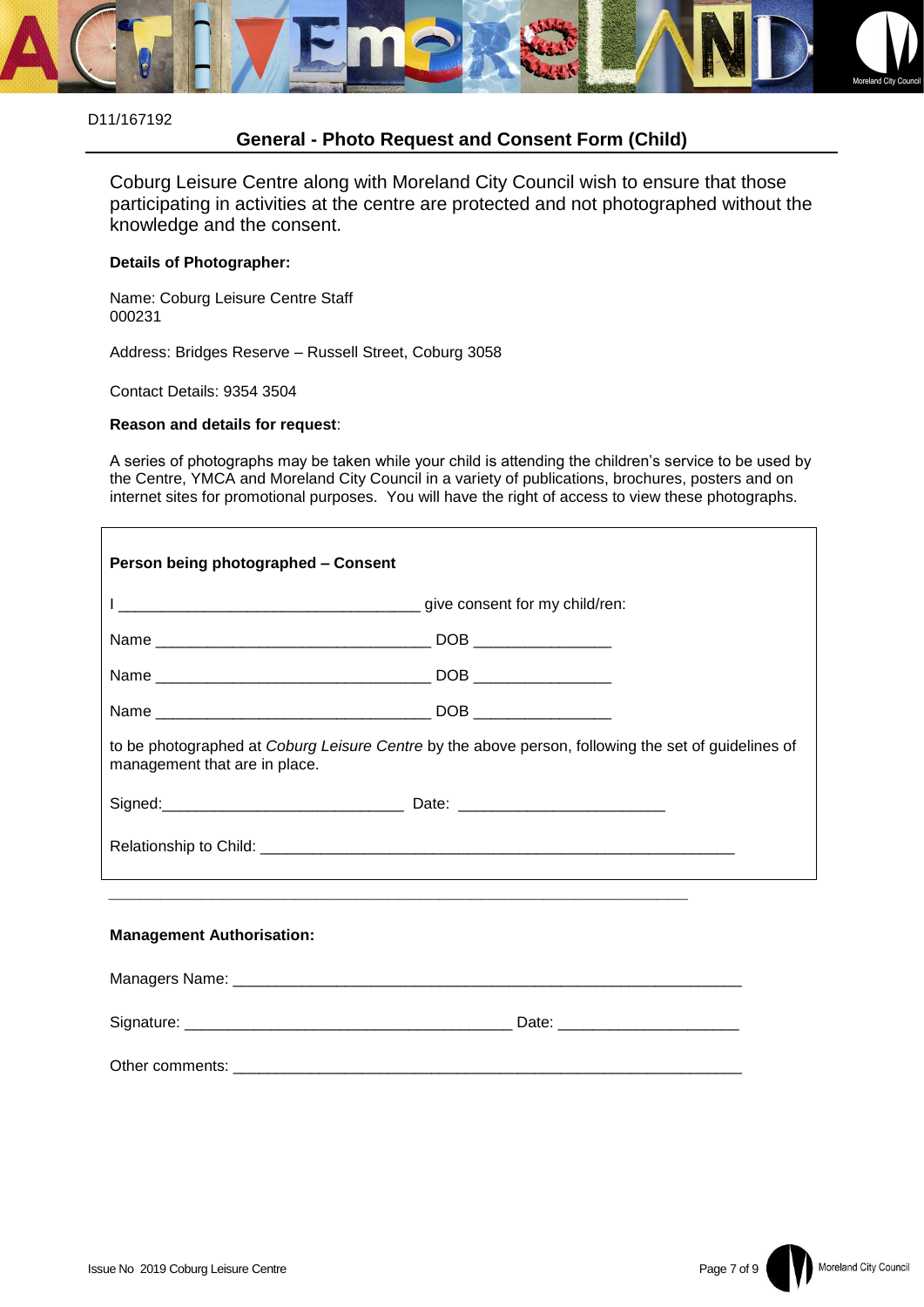D11/167192

## General - Photo Request and Consent Form (Child)

Coburg Leisure Centre along with Moreland City Council wish to ensure that those participating in activities at the centre are protected and not photographed without the knowledge and the consent.

**Details of Photographer:**

Name: Coburg Leisure Centre Staff
000231

Address: Bridges Reserve – Russell Street, Coburg 3058

Contact Details: 9354 3504

**Reason and details for request**:

A series of photographs may be taken while your child is attending the children's service to be used by the Centre, YMCA and Moreland City Council in a variety of publications, brochures, posters and on internet sites for promotional purposes. You will have the right of access to view these photographs.

**Person being photographed – Consent**

I ___________________________________ give consent for my child/ren:

Name ________________________________ DOB ________________

Name ________________________________ DOB ________________

Name ________________________________ DOB ________________

to be photographed at *Coburg Leisure Centre* by the above person, following the set of guidelines of management that are in place.

Signed:____________________________ Date: ________________________

Relationship to Child: _______________________________________________________

**Management Authorisation:**

Managers Name: ____________________________________________________________

Signature: ______________________________________ Date: _____________________

Other comments: ____________________________________________________________

Issue No 2019 Coburg Leisure Centre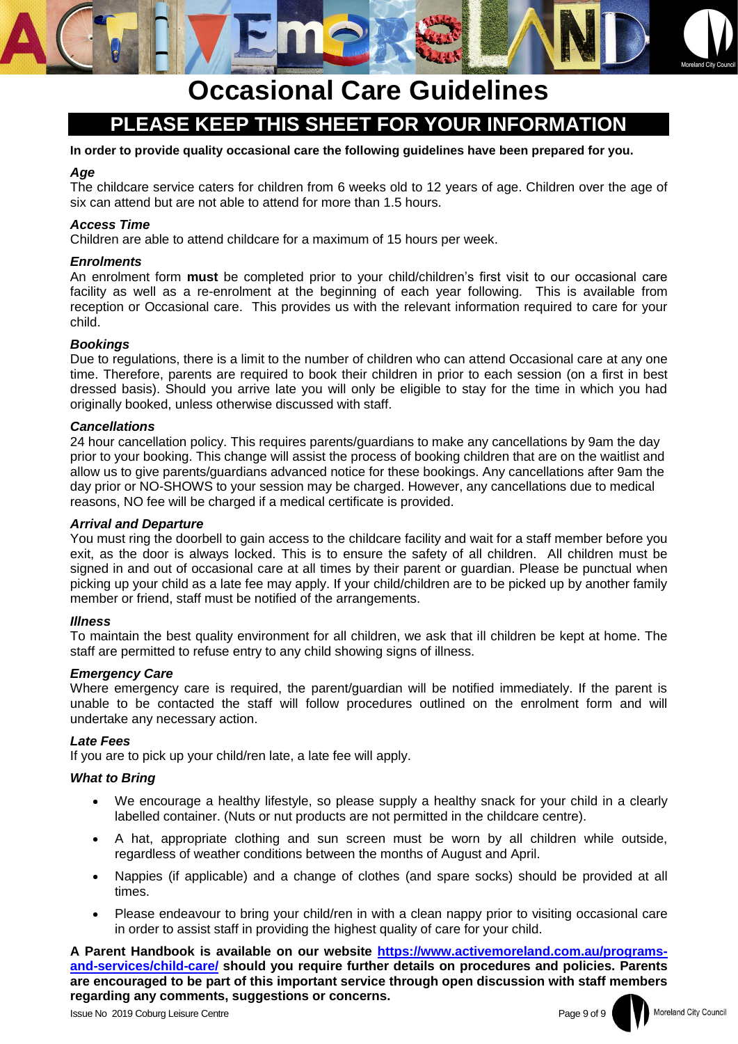# Occasional Care Guidelines

## PLEASE KEEP THIS SHEET FOR YOUR INFORMATION

**In order to provide quality occasional care the following guidelines have been prepared for you.**

***Age***

The childcare service caters for children from 6 weeks old to 12 years of age. Children over the age of six can attend but are not able to attend for more than 1.5 hours.

***Access Time***

Children are able to attend childcare for a maximum of 15 hours per week.

***Enrolments***

An enrolment form **must** be completed prior to your child/children's first visit to our occasional care facility as well as a re-enrolment at the beginning of each year following. This is available from reception or Occasional care. This provides us with the relevant information required to care for your child.

***Bookings***

Due to regulations, there is a limit to the number of children who can attend Occasional care at any one time. Therefore, parents are required to book their children in prior to each session (on a first in best dressed basis). Should you arrive late you will only be eligible to stay for the time in which you had originally booked, unless otherwise discussed with staff.

***Cancellations***

24 hour cancellation policy. This requires parents/guardians to make any cancellations by 9am the day prior to your booking. This change will assist the process of booking children that are on the waitlist and allow us to give parents/guardians advanced notice for these bookings. Any cancellations after 9am the day prior or NO-SHOWS to your session may be charged. However, any cancellations due to medical reasons, NO fee will be charged if a medical certificate is provided.

***Arrival and Departure***

You must ring the doorbell to gain access to the childcare facility and wait for a staff member before you exit, as the door is always locked. This is to ensure the safety of all children. All children must be signed in and out of occasional care at all times by their parent or guardian. Please be punctual when picking up your child as a late fee may apply. If your child/children are to be picked up by another family member or friend, staff must be notified of the arrangements.

***Illness***

To maintain the best quality environment for all children, we ask that ill children be kept at home. The staff are permitted to refuse entry to any child showing signs of illness.

***Emergency Care***

Where emergency care is required, the parent/guardian will be notified immediately. If the parent is unable to be contacted the staff will follow procedures outlined on the enrolment form and will undertake any necessary action.

***Late Fees***

If you are to pick up your child/ren late, a late fee will apply.

***What to Bring***

- We encourage a healthy lifestyle, so please supply a healthy snack for your child in a clearly labelled container. (Nuts or nut products are not permitted in the childcare centre).
- A hat, appropriate clothing and sun screen must be worn by all children while outside, regardless of weather conditions between the months of August and April.
- Nappies (if applicable) and a change of clothes (and spare socks) should be provided at all times.
- Please endeavour to bring your child/ren in with a clean nappy prior to visiting occasional care in order to assist staff in providing the highest quality of care for your child.

**A Parent Handbook is available on our website [https://www.activemoreland.com.au/programs-and-services/child-care/](https://www.activemoreland.com.au/programs-and-services/child-care/) should you require further details on procedures and policies. Parents are encouraged to be part of this important service through open discussion with staff members regarding any comments, suggestions or concerns.**

Issue No 2019 Coburg Leisure Centre